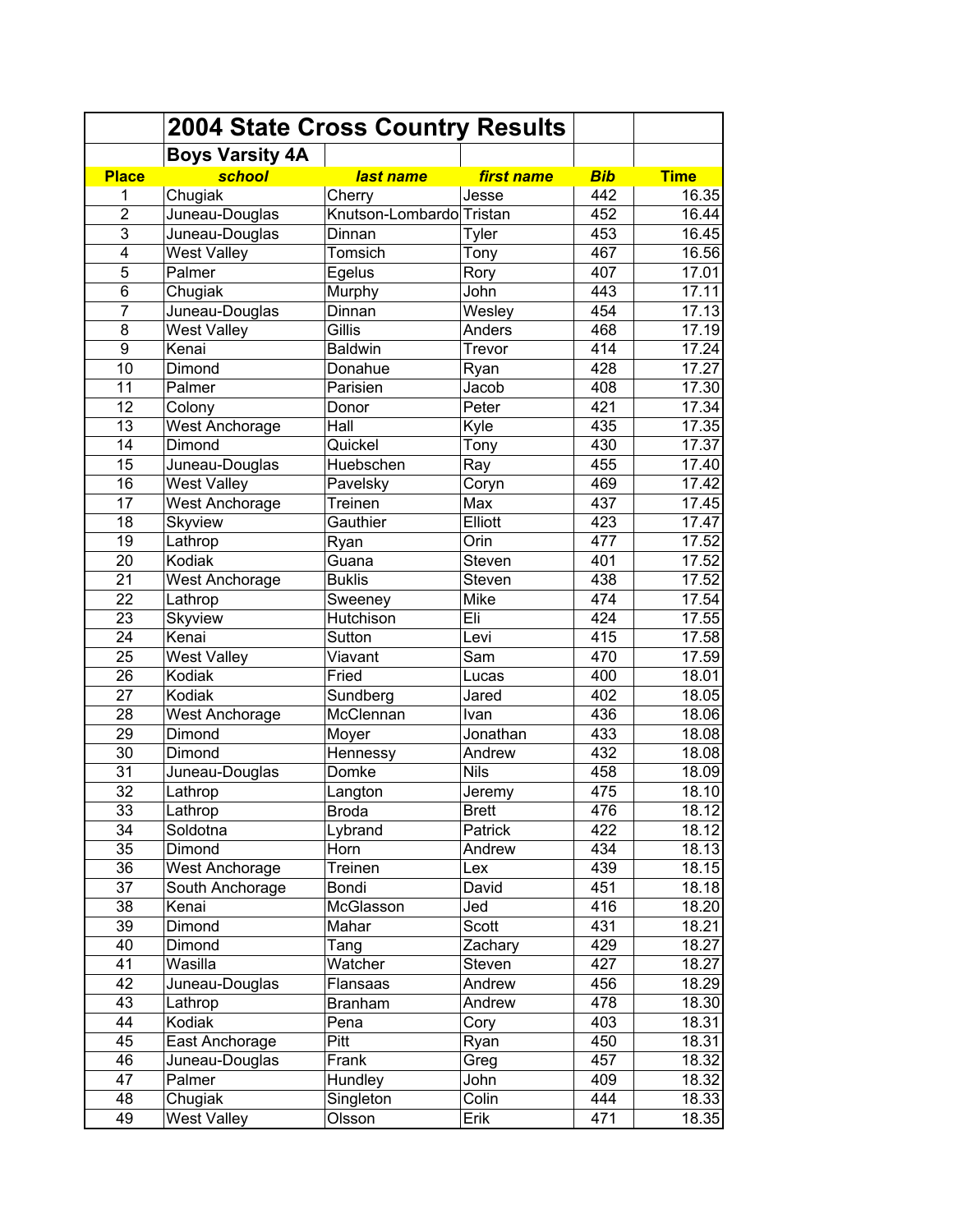# 2004 State Cross Country Results

## Boys Varsity 4A

| Place | school | last name | first name | Bib | Time |
|---|---|---|---|---|---|
| 1 | Chugiak | Cherry | Jesse | 442 | 16.35 |
| 2 | Juneau-Douglas | Knutson-Lombardo | Tristan | 452 | 16.44 |
| 3 | Juneau-Douglas | Dinnan | Tyler | 453 | 16.45 |
| 4 | West Valley | Tomsich | Tony | 467 | 16.56 |
| 5 | Palmer | Egelus | Rory | 407 | 17.01 |
| 6 | Chugiak | Murphy | John | 443 | 17.11 |
| 7 | Juneau-Douglas | Dinnan | Wesley | 454 | 17.13 |
| 8 | West Valley | Gillis | Anders | 468 | 17.19 |
| 9 | Kenai | Baldwin | Trevor | 414 | 17.24 |
| 10 | Dimond | Donahue | Ryan | 428 | 17.27 |
| 11 | Palmer | Parisien | Jacob | 408 | 17.30 |
| 12 | Colony | Donor | Peter | 421 | 17.34 |
| 13 | West Anchorage | Hall | Kyle | 435 | 17.35 |
| 14 | Dimond | Quickel | Tony | 430 | 17.37 |
| 15 | Juneau-Douglas | Huebschen | Ray | 455 | 17.40 |
| 16 | West Valley | Pavelsky | Coryn | 469 | 17.42 |
| 17 | West Anchorage | Treinen | Max | 437 | 17.45 |
| 18 | Skyview | Gauthier | Elliott | 423 | 17.47 |
| 19 | Lathrop | Ryan | Orin | 477 | 17.52 |
| 20 | Kodiak | Guana | Steven | 401 | 17.52 |
| 21 | West Anchorage | Buklis | Steven | 438 | 17.52 |
| 22 | Lathrop | Sweeney | Mike | 474 | 17.54 |
| 23 | Skyview | Hutchison | Eli | 424 | 17.55 |
| 24 | Kenai | Sutton | Levi | 415 | 17.58 |
| 25 | West Valley | Viavant | Sam | 470 | 17.59 |
| 26 | Kodiak | Fried | Lucas | 400 | 18.01 |
| 27 | Kodiak | Sundberg | Jared | 402 | 18.05 |
| 28 | West Anchorage | McClennan | Ivan | 436 | 18.06 |
| 29 | Dimond | Moyer | Jonathan | 433 | 18.08 |
| 30 | Dimond | Hennessy | Andrew | 432 | 18.08 |
| 31 | Juneau-Douglas | Domke | Nils | 458 | 18.09 |
| 32 | Lathrop | Langton | Jeremy | 475 | 18.10 |
| 33 | Lathrop | Broda | Brett | 476 | 18.12 |
| 34 | Soldotna | Lybrand | Patrick | 422 | 18.12 |
| 35 | Dimond | Horn | Andrew | 434 | 18.13 |
| 36 | West Anchorage | Treinen | Lex | 439 | 18.15 |
| 37 | South Anchorage | Bondi | David | 451 | 18.18 |
| 38 | Kenai | McGlasson | Jed | 416 | 18.20 |
| 39 | Dimond | Mahar | Scott | 431 | 18.21 |
| 40 | Dimond | Tang | Zachary | 429 | 18.27 |
| 41 | Wasilla | Watcher | Steven | 427 | 18.27 |
| 42 | Juneau-Douglas | Flansaas | Andrew | 456 | 18.29 |
| 43 | Lathrop | Branham | Andrew | 478 | 18.30 |
| 44 | Kodiak | Pena | Cory | 403 | 18.31 |
| 45 | East Anchorage | Pitt | Ryan | 450 | 18.31 |
| 46 | Juneau-Douglas | Frank | Greg | 457 | 18.32 |
| 47 | Palmer | Hundley | John | 409 | 18.32 |
| 48 | Chugiak | Singleton | Colin | 444 | 18.33 |
| 49 | West Valley | Olsson | Erik | 471 | 18.35 |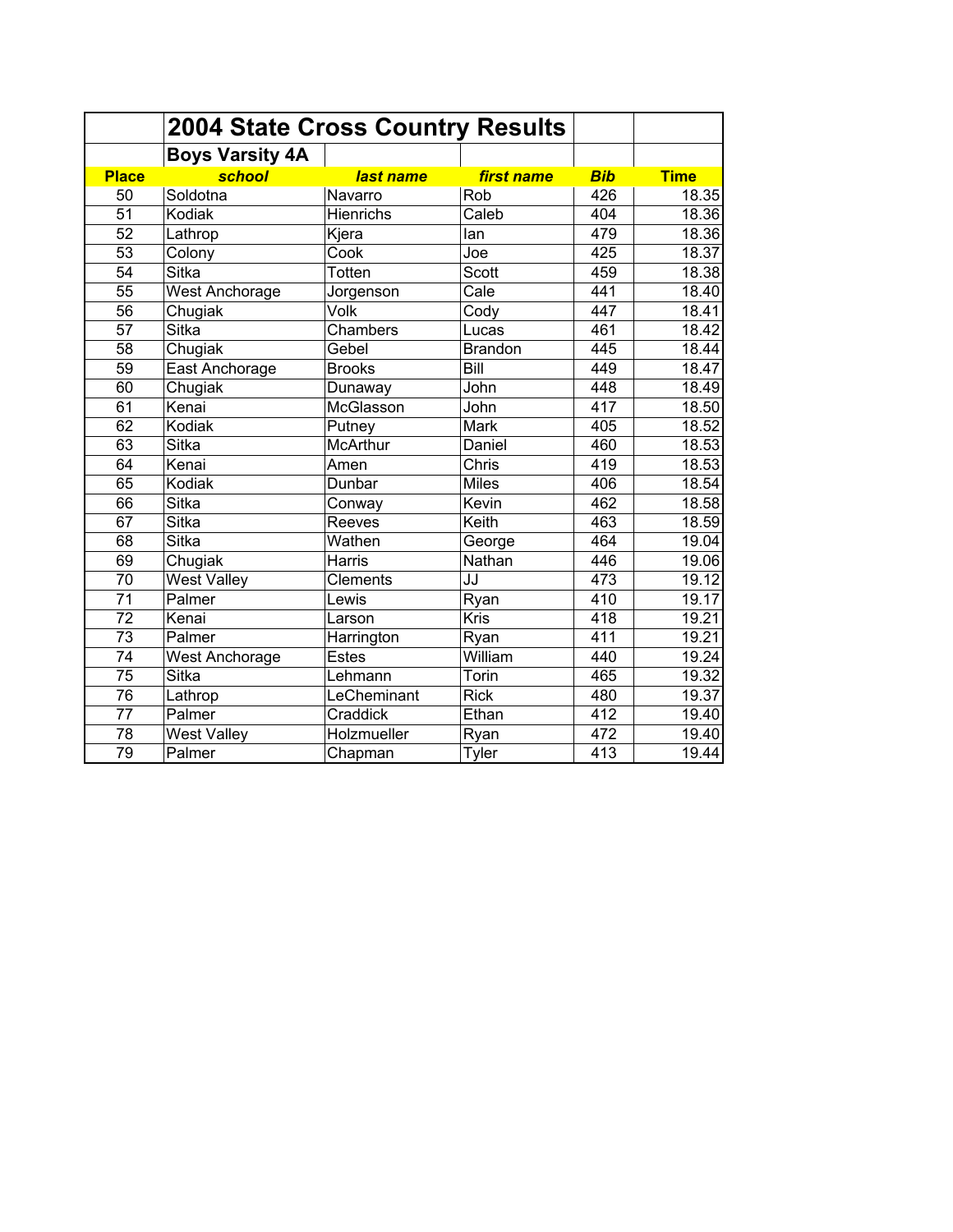| | 2004 State Cross Country Results | | | | |
|---|---|---|---|---|---|
| | **Boys Varsity 4A** | | | | |
| **Place** | ***school*** | ***last name*** | ***first name*** | ***Bib*** | **Time** |
| 50 | Soldotna | Navarro | Rob | 426 | 18.35 |
| 51 | Kodiak | Hienrichs | Caleb | 404 | 18.36 |
| 52 | Lathrop | Kjera | Ian | 479 | 18.36 |
| 53 | Colony | Cook | Joe | 425 | 18.37 |
| 54 | Sitka | Totten | Scott | 459 | 18.38 |
| 55 | West Anchorage | Jorgenson | Cale | 441 | 18.40 |
| 56 | Chugiak | Volk | Cody | 447 | 18.41 |
| 57 | Sitka | Chambers | Lucas | 461 | 18.42 |
| 58 | Chugiak | Gebel | Brandon | 445 | 18.44 |
| 59 | East Anchorage | Brooks | Bill | 449 | 18.47 |
| 60 | Chugiak | Dunaway | John | 448 | 18.49 |
| 61 | Kenai | McGlasson | John | 417 | 18.50 |
| 62 | Kodiak | Putney | Mark | 405 | 18.52 |
| 63 | Sitka | McArthur | Daniel | 460 | 18.53 |
| 64 | Kenai | Amen | Chris | 419 | 18.53 |
| 65 | Kodiak | Dunbar | Miles | 406 | 18.54 |
| 66 | Sitka | Conway | Kevin | 462 | 18.58 |
| 67 | Sitka | Reeves | Keith | 463 | 18.59 |
| 68 | Sitka | Wathen | George | 464 | 19.04 |
| 69 | Chugiak | Harris | Nathan | 446 | 19.06 |
| 70 | West Valley | Clements | JJ | 473 | 19.12 |
| 71 | Palmer | Lewis | Ryan | 410 | 19.17 |
| 72 | Kenai | Larson | Kris | 418 | 19.21 |
| 73 | Palmer | Harrington | Ryan | 411 | 19.21 |
| 74 | West Anchorage | Estes | William | 440 | 19.24 |
| 75 | Sitka | Lehmann | Torin | 465 | 19.32 |
| 76 | Lathrop | LeCheminant | Rick | 480 | 19.37 |
| 77 | Palmer | Craddick | Ethan | 412 | 19.40 |
| 78 | West Valley | Holzmueller | Ryan | 472 | 19.40 |
| 79 | Palmer | Chapman | Tyler | 413 | 19.44 |